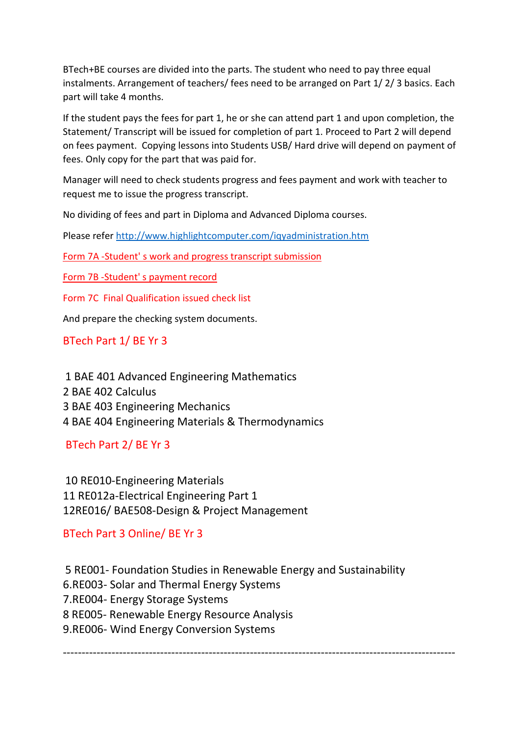BTech+BE courses are divided into the parts. The student who need to pay three equal instalments. Arrangement of teachers/ fees need to be arranged on Part 1/ 2/ 3 basics. Each part will take 4 months.

If the student pays the fees for part 1, he or she can attend part 1 and upon completion, the Statement/ Transcript will be issued for completion of part 1. Proceed to Part 2 will depend on fees payment. Copying lessons into Students USB/ Hard drive will depend on payment of fees. Only copy for the part that was paid for.

Manager will need to check students progress and fees payment and work with teacher to request me to issue the progress transcript.

No dividing of fees and part in Diploma and Advanced Diploma courses.

Please refer [http://www.highlightcomputer.com/iqyadministration.htm](http://www.highlightcomputer.com/iqyadministration.htm)

Form 7A -Student' s work and progress transcript submission

Form 7B -Student' s payment record

Form 7C Final Qualification issued check list

And prepare the checking system documents.

## BTech Part 1/ BE Yr 3

1 BAE 401 Advanced Engineering Mathematics
2 BAE 402 Calculus
3 BAE 403 Engineering Mechanics
4 BAE 404 Engineering Materials & Thermodynamics

## BTech Part 2/ BE Yr 3

10 RE010-Engineering Materials
11 RE012a-Electrical Engineering Part 1
12RE016/ BAE508-Design & Project Management

## BTech Part 3 Online/ BE Yr 3

5 RE001- Foundation Studies in Renewable Energy and Sustainability
6.RE003- Solar and Thermal Energy Systems
7.RE004- Energy Storage Systems
8 RE005- Renewable Energy Resource Analysis
9.RE006- Wind Energy Conversion Systems

---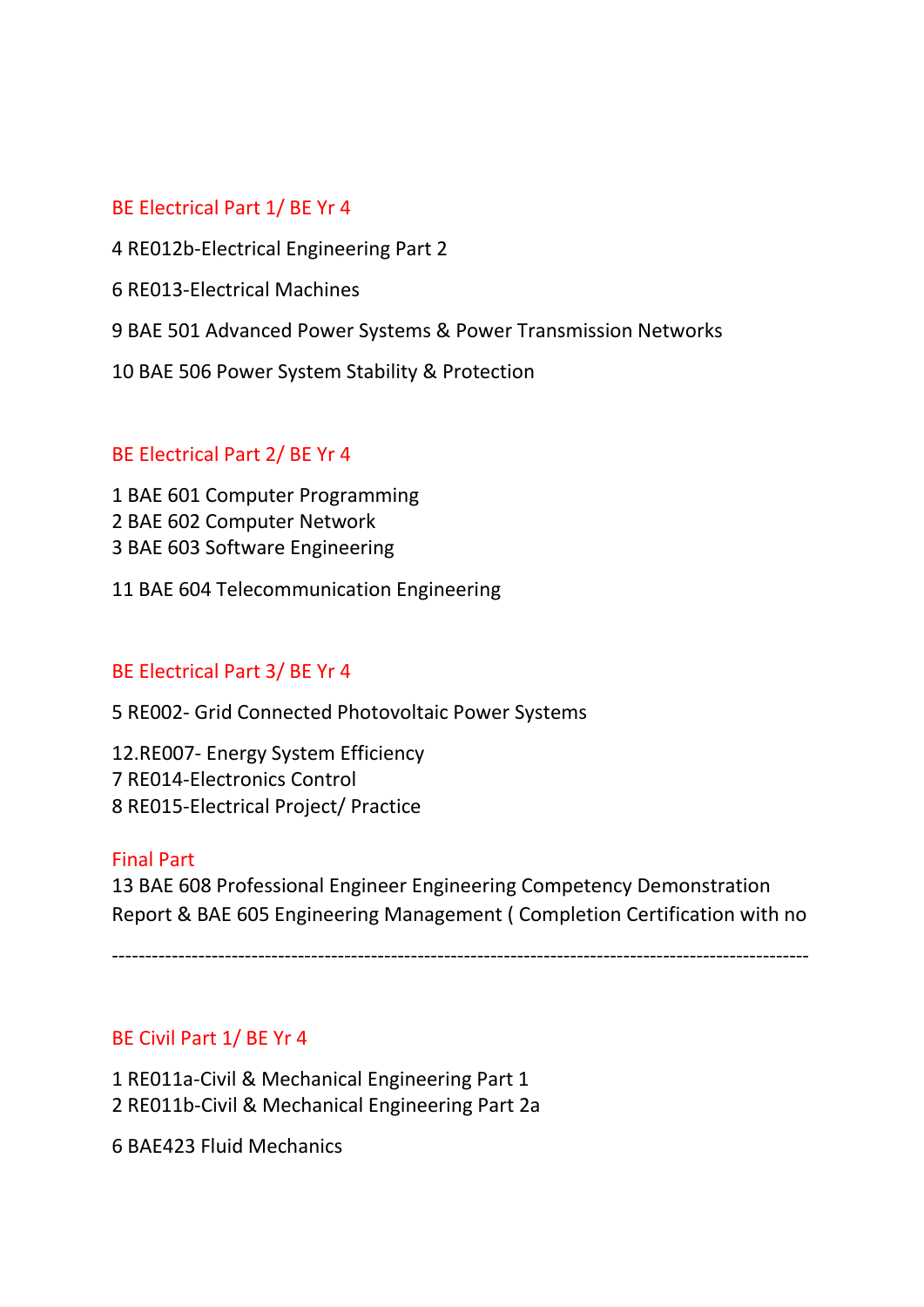## BE Electrical Part 1/ BE Yr 4

4 RE012b-Electrical Engineering Part 2

6 RE013-Electrical Machines

9 BAE 501 Advanced Power Systems & Power Transmission Networks

10 BAE 506 Power System Stability & Protection

## BE Electrical Part 2/ BE Yr 4

1 BAE 601 Computer Programming
2 BAE 602 Computer Network
3 BAE 603 Software Engineering

11 BAE 604 Telecommunication Engineering

## BE Electrical Part 3/ BE Yr 4

5 RE002- Grid Connected Photovoltaic Power Systems

12.RE007- Energy System Efficiency
7 RE014-Electronics Control
8 RE015-Electrical Project/ Practice

## Final Part

13 BAE 608 Professional Engineer Engineering Competency Demonstration Report & BAE 605 Engineering Management ( Completion Certification with no

---

## BE Civil Part 1/ BE Yr 4

1 RE011a-Civil & Mechanical Engineering Part 1
2 RE011b-Civil & Mechanical Engineering Part 2a

6 BAE423 Fluid Mechanics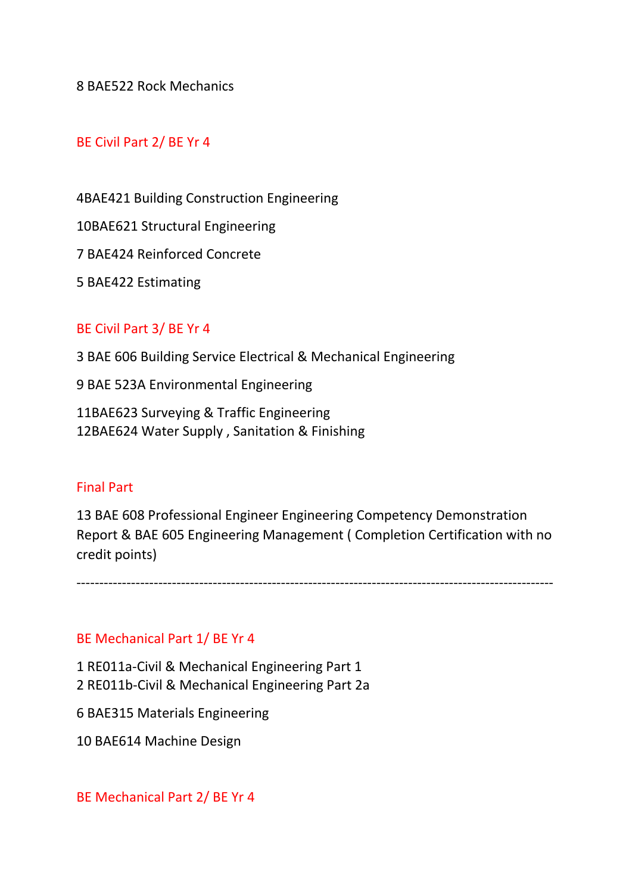8 BAE522 Rock Mechanics

### BE Civil Part 2/ BE Yr 4

4BAE421 Building Construction Engineering

10BAE621 Structural Engineering

7 BAE424 Reinforced Concrete

5 BAE422 Estimating

### BE Civil Part 3/ BE Yr 4

3 BAE 606 Building Service Electrical & Mechanical Engineering

9 BAE 523A Environmental Engineering

11BAE623 Surveying & Traffic Engineering
12BAE624 Water Supply , Sanitation & Finishing

### Final Part

13 BAE 608 Professional Engineer Engineering Competency Demonstration Report & BAE 605 Engineering Management ( Completion Certification with no credit points)

---

### BE Mechanical Part 1/ BE Yr 4

1 RE011a-Civil & Mechanical Engineering Part 1
2 RE011b-Civil & Mechanical Engineering Part 2a

6 BAE315 Materials Engineering

10 BAE614 Machine Design

### BE Mechanical Part 2/ BE Yr 4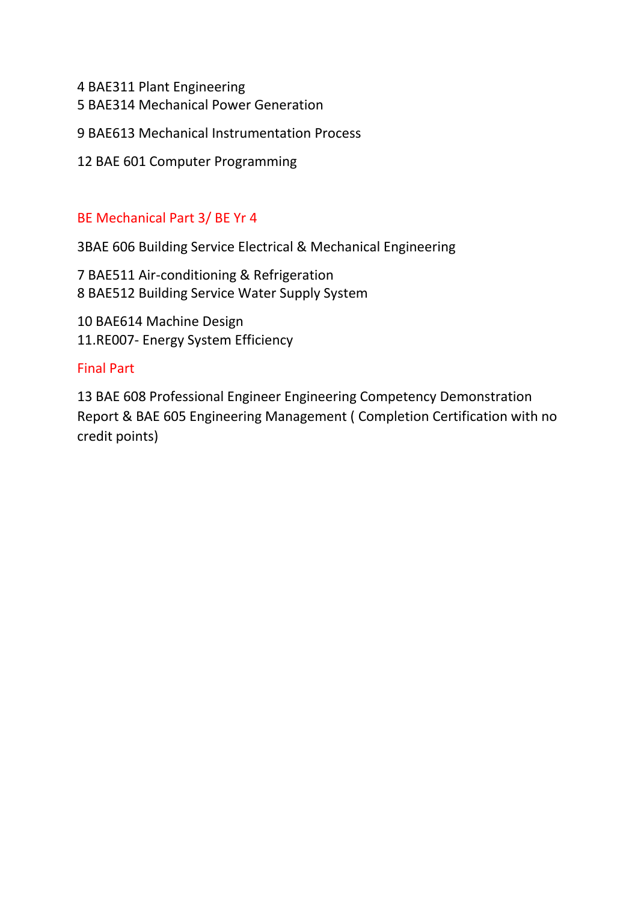4 BAE311 Plant Engineering
5 BAE314 Mechanical Power Generation

9 BAE613 Mechanical Instrumentation Process

12 BAE 601 Computer Programming

## BE Mechanical Part 3/ BE Yr 4

3BAE 606 Building Service Electrical & Mechanical Engineering

7 BAE511 Air-conditioning & Refrigeration
8 BAE512 Building Service Water Supply System

10 BAE614 Machine Design
11.RE007- Energy System Efficiency

## Final Part

13 BAE 608 Professional Engineer Engineering Competency Demonstration Report & BAE 605 Engineering Management ( Completion Certification with no credit points)